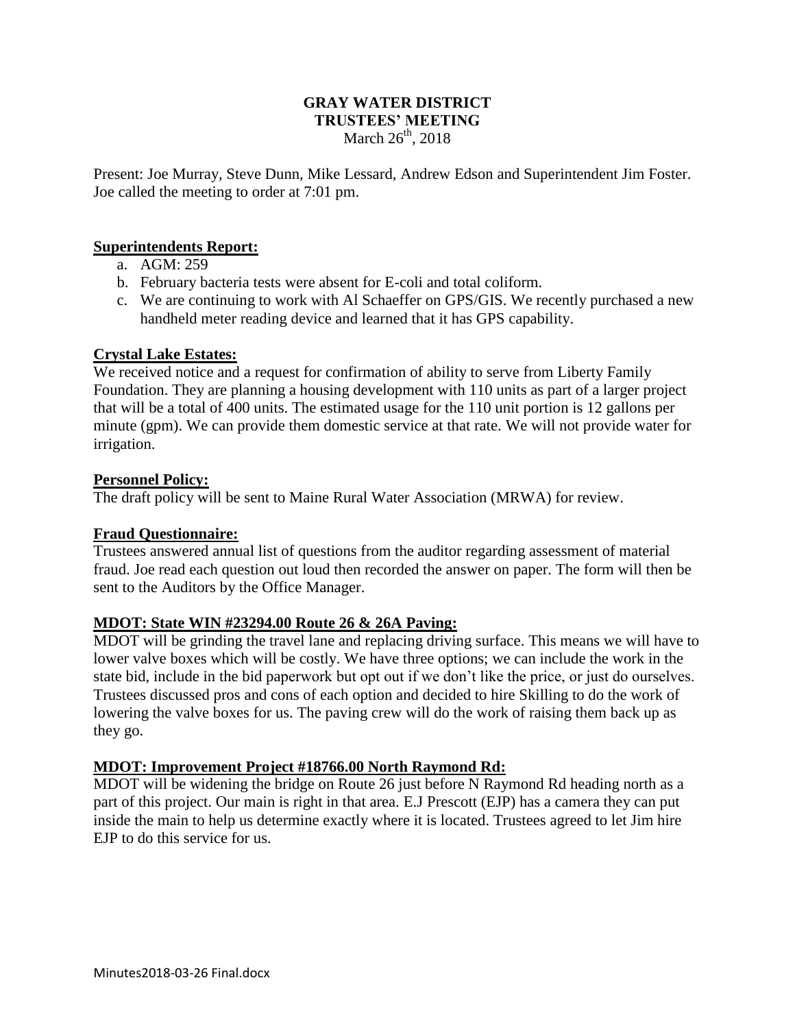# GRAY WATER DISTRICT
## TRUSTEES' MEETING
March 26th, 2018

Present: Joe Murray, Steve Dunn, Mike Lessard, Andrew Edson and Superintendent Jim Foster. Joe called the meeting to order at 7:01 pm.

**Superintendents Report:**

a. AGM: 259
b. February bacteria tests were absent for E-coli and total coliform.
c. We are continuing to work with Al Schaeffer on GPS/GIS. We recently purchased a new handheld meter reading device and learned that it has GPS capability.

**Crystal Lake Estates:**

We received notice and a request for confirmation of ability to serve from Liberty Family Foundation. They are planning a housing development with 110 units as part of a larger project that will be a total of 400 units. The estimated usage for the 110 unit portion is 12 gallons per minute (gpm). We can provide them domestic service at that rate. We will not provide water for irrigation.

**Personnel Policy:**

The draft policy will be sent to Maine Rural Water Association (MRWA) for review.

**Fraud Questionnaire:**

Trustees answered annual list of questions from the auditor regarding assessment of material fraud. Joe read each question out loud then recorded the answer on paper. The form will then be sent to the Auditors by the Office Manager.

**MDOT: State WIN #23294.00 Route 26 & 26A Paving:**

MDOT will be grinding the travel lane and replacing driving surface. This means we will have to lower valve boxes which will be costly. We have three options; we can include the work in the state bid, include in the bid paperwork but opt out if we don't like the price, or just do ourselves. Trustees discussed pros and cons of each option and decided to hire Skilling to do the work of lowering the valve boxes for us. The paving crew will do the work of raising them back up as they go.

**MDOT: Improvement Project #18766.00 North Raymond Rd:**

MDOT will be widening the bridge on Route 26 just before N Raymond Rd heading north as a part of this project. Our main is right in that area. E.J Prescott (EJP) has a camera they can put inside the main to help us determine exactly where it is located. Trustees agreed to let Jim hire EJP to do this service for us.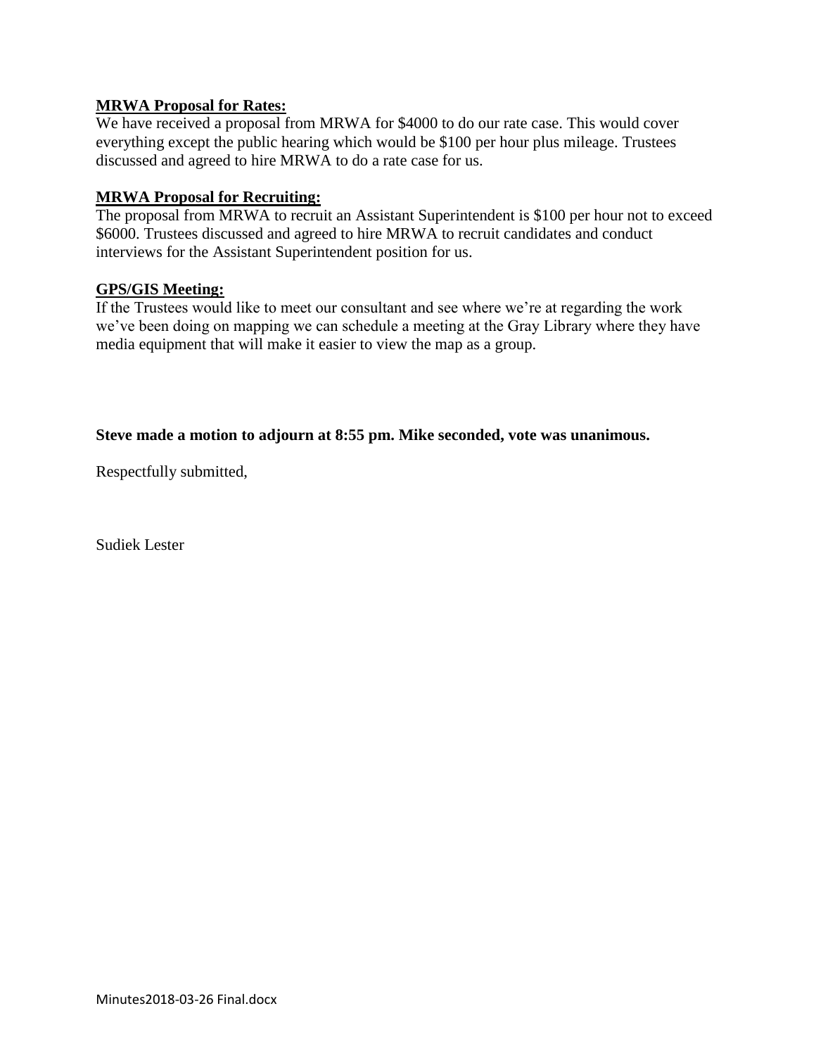**MRWA Proposal for Rates:**

We have received a proposal from MRWA for $4000 to do our rate case. This would cover everything except the public hearing which would be $100 per hour plus mileage. Trustees discussed and agreed to hire MRWA to do a rate case for us.

**MRWA Proposal for Recruiting:**

The proposal from MRWA to recruit an Assistant Superintendent is $100 per hour not to exceed $6000. Trustees discussed and agreed to hire MRWA to recruit candidates and conduct interviews for the Assistant Superintendent position for us.

**GPS/GIS Meeting:**

If the Trustees would like to meet our consultant and see where we're at regarding the work we've been doing on mapping we can schedule a meeting at the Gray Library where they have media equipment that will make it easier to view the map as a group.

**Steve made a motion to adjourn at 8:55 pm. Mike seconded, vote was unanimous.**

Respectfully submitted,

Sudiek Lester